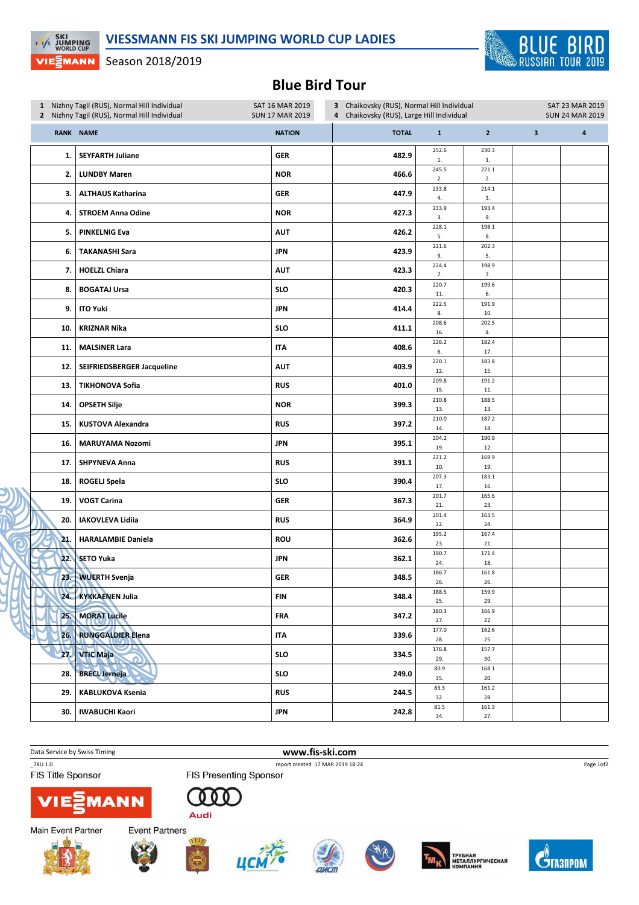# VIESSMANN FIS SKI JUMPING WORLD CUP LADIES

Season 2018/2019

## Blue Bird Tour

1 Nizhny Tagil (RUS), Normal Hill Individual — SAT 16 MAR 2019
2 Nizhny Tagil (RUS), Normal Hill Individual — SUN 17 MAR 2019
3 Chaikovsky (RUS), Normal Hill Individual — SAT 23 MAR 2019
4 Chaikovsky (RUS), Large Hill Individual — SUN 24 MAR 2019

| RANK | NAME | NATION | TOTAL | 1 | 2 | 3 | 4 |
|---|---|---|---|---|---|---|---|
| 1. | SEYFARTH Juliane | GER | 482.9 | 252.6 1. | 230.3 1. | | |
| 2. | LUNDBY Maren | NOR | 466.6 | 245.5 2. | 221.1 2. | | |
| 3. | ALTHAUS Katharina | GER | 447.9 | 233.8 4. | 214.1 3. | | |
| 4. | STROEM Anna Odine | NOR | 427.3 | 233.9 3. | 193.4 9. | | |
| 5. | PINKELNIG Eva | AUT | 426.2 | 228.1 5. | 198.1 8. | | |
| 6. | TAKANASHI Sara | JPN | 423.9 | 221.6 9. | 202.3 5. | | |
| 7. | HOELZL Chiara | AUT | 423.3 | 224.4 7. | 198.9 7. | | |
| 8. | BOGATAJ Ursa | SLO | 420.3 | 220.7 11. | 199.6 6. | | |
| 9. | ITO Yuki | JPN | 414.4 | 222.5 8. | 191.9 10. | | |
| 10. | KRIZNAR Nika | SLO | 411.1 | 208.6 16. | 202.5 4. | | |
| 11. | MALSINER Lara | ITA | 408.6 | 226.2 6. | 182.4 17. | | |
| 12. | SEIFRIEDSBERGER Jacqueline | AUT | 403.9 | 220.1 12. | 183.8 15. | | |
| 13. | TIKHONOVA Sofia | RUS | 401.0 | 209.8 15. | 191.2 11. | | |
| 14. | OPSETH Silje | NOR | 399.3 | 210.8 13. | 188.5 13. | | |
| 15. | KUSTOVA Alexandra | RUS | 397.2 | 210.0 14. | 187.2 14. | | |
| 16. | MARUYAMA Nozomi | JPN | 395.1 | 204.2 19. | 190.9 12. | | |
| 17. | SHPYNEVA Anna | RUS | 391.1 | 221.2 10. | 169.9 19. | | |
| 18. | ROGELJ Spela | SLO | 390.4 | 207.3 17. | 183.1 16. | | |
| 19. | VOGT Carina | GER | 367.3 | 201.7 21. | 165.6 23. | | |
| 20. | IAKOVLEVA Lidiia | RUS | 364.9 | 201.4 22. | 163.5 24. | | |
| 21. | HARALAMBIE Daniela | ROU | 362.6 | 195.2 23. | 167.4 21. | | |
| 22. | SETO Yuka | JPN | 362.1 | 190.7 24. | 171.4 18. | | |
| 23. | WUERTH Svenja | GER | 348.5 | 186.7 26. | 161.8 26. | | |
| 24. | KYKKAENEN Julia | FIN | 348.4 | 188.5 25. | 159.9 29. | | |
| 25. | MORAT Lucile | FRA | 347.2 | 180.3 27. | 166.9 22. | | |
| 26. | RUNGGALDIER Elena | ITA | 339.6 | 177.0 28. | 162.6 25. | | |
| 27. | VTIC Maja | SLO | 334.5 | 176.8 29. | 157.7 30. | | |
| 28. | BRECL Jerneja | SLO | 249.0 | 80.9 35. | 168.1 20. | | |
| 29. | KABLUKOVA Ksenia | RUS | 244.5 | 83.3 32. | 161.2 28. | | |
| 30. | IWABUCHI Kaori | JPN | 242.8 | 81.5 34. | 161.3 27. | | |

Data Service by Swiss Timing — www.fis-ski.com

_78U 1.0 — report created 17 MAR 2019 18:24

FIS Title Sponsor — FIS Presenting Sponsor

Main Event Partner — Event Partners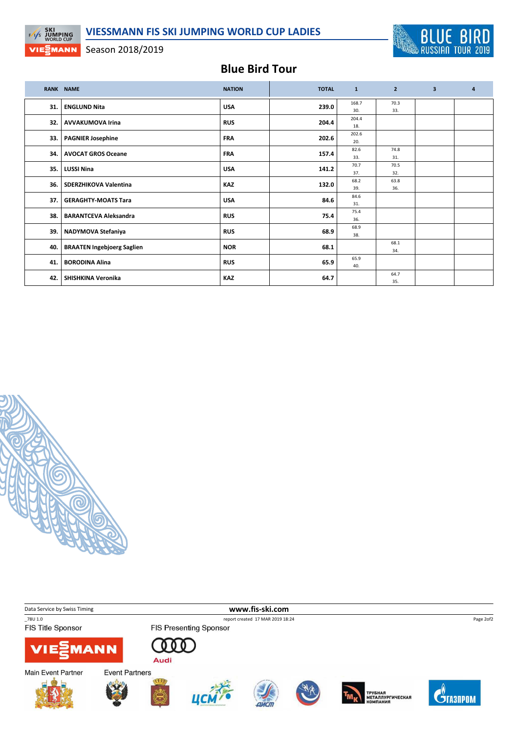# VIESSMANN FIS SKI JUMPING WORLD CUP LADIES

Season 2018/2019

## Blue Bird Tour

| RANK | NAME | NATION | TOTAL | 1 | 2 | 3 | 4 |
|---|---|---|---|---|---|---|---|
| 31. | ENGLUND Nita | USA | 239.0 | 168.7 30. | 70.3 33. | | |
| 32. | AVVAKUMOVA Irina | RUS | 204.4 | 204.4 18. | | | |
| 33. | PAGNIER Josephine | FRA | 202.6 | 202.6 20. | | | |
| 34. | AVOCAT GROS Oceane | FRA | 157.4 | 82.6 33. | 74.8 31. | | |
| 35. | LUSSI Nina | USA | 141.2 | 70.7 37. | 70.5 32. | | |
| 36. | SDERZHIKOVA Valentina | KAZ | 132.0 | 68.2 39. | 63.8 36. | | |
| 37. | GERAGHTY-MOATS Tara | USA | 84.6 | 84.6 31. | | | |
| 38. | BARANTCEVA Aleksandra | RUS | 75.4 | 75.4 36. | | | |
| 39. | NADYMOVA Stefaniya | RUS | 68.9 | 68.9 38. | | | |
| 40. | BRAATEN Ingebjoerg Saglien | NOR | 68.1 | | 68.1 34. | | |
| 41. | BORODINA Alina | RUS | 65.9 | 65.9 40. | | | |
| 42. | SHISHKINA Veronika | KAZ | 64.7 | | 64.7 35. | | |

Data Service by Swiss Timing

www.fis-ski.com

_78U 1.0 report created 17 MAR 2019 18:24

FIS Title Sponsor

FIS Presenting Sponsor

Main Event Partner

Event Partners